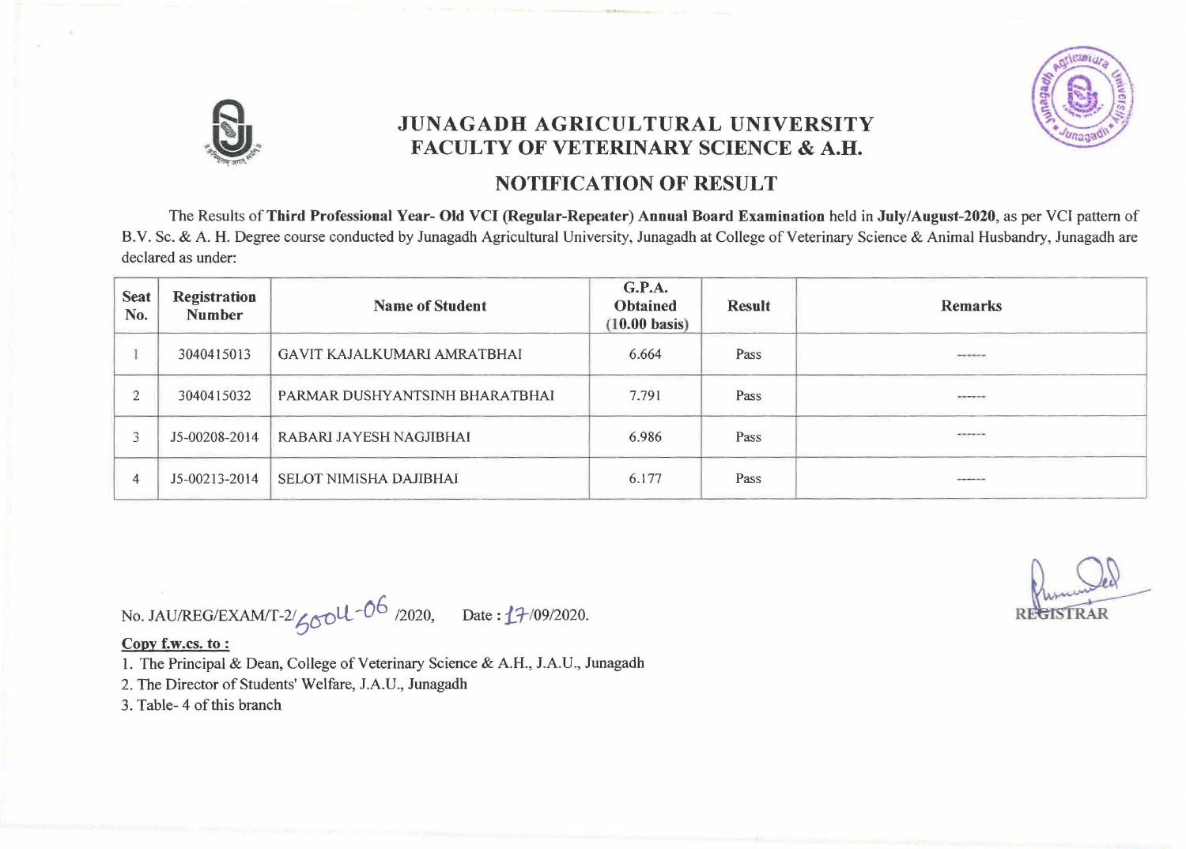# JUNAGADH AGRICULTURAL UNIVERSITY
## FACULTY OF VETERINARY SCIENCE & A.H.

### NOTIFICATION OF RESULT

The Results of **Third Professional Year- Old VCI (Regular-Repeater) Annual Board Examination** held in **July/August-2020**, as per VCI pattern of B.V. Sc. & A. H. Degree course conducted by Junagadh Agricultural University, Junagadh at College of Veterinary Science & Animal Husbandry, Junagadh are declared as under:

| Seat No. | Registration Number | Name of Student | G.P.A. Obtained (10.00 basis) | Result | Remarks |
|---|---|---|---|---|---|
| 1 | 3040415013 | GAVIT KAJALKUMARI AMRATBHAI | 6.664 | Pass | ------ |
| 2 | 3040415032 | PARMAR DUSHYANTSINH BHARATBHAI | 7.791 | Pass | ------ |
| 3 | J5-00208-2014 | RABARI JAYESH NAGJIBHAI | 6.986 | Pass | ------ |
| 4 | J5-00213-2014 | SELOT NIMISHA DAJIBHAI | 6.177 | Pass | ------ |

No. JAU/REG/EXAM/T-2/5004-06 /2020, Date : 17/09/2020.

REGISTRAR

**Copy f.w.cs. to :**

1. The Principal & Dean, College of Veterinary Science & A.H., J.A.U., Junagadh
2. The Director of Students' Welfare, J.A.U., Junagadh
3. Table- 4 of this branch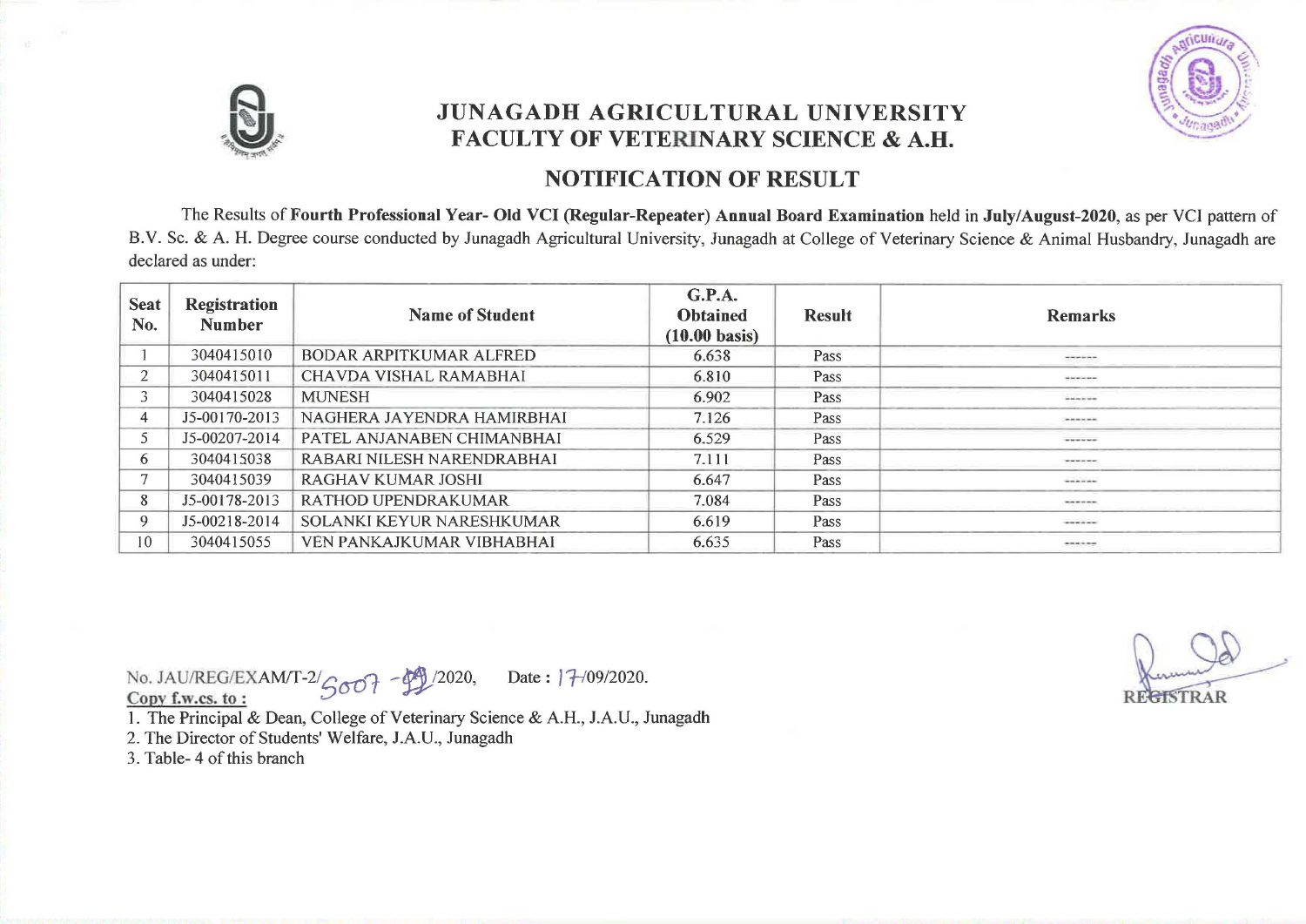# JUNAGADH AGRICULTURAL UNIVERSITY
## FACULTY OF VETERINARY SCIENCE & A.H.

### NOTIFICATION OF RESULT

The Results of **Fourth Professional Year- Old VCI (Regular-Repeater) Annual Board Examination** held in **July/August-2020**, as per VCI pattern of B.V. Sc. & A. H. Degree course conducted by Junagadh Agricultural University, Junagadh at College of Veterinary Science & Animal Husbandry, Junagadh are declared as under:

| Seat No. | Registration Number | Name of Student | G.P.A. Obtained (10.00 basis) | Result | Remarks |
|---|---|---|---|---|---|
| 1 | 3040415010 | BODAR ARPITKUMAR ALFRED | 6.638 | Pass | ------ |
| 2 | 3040415011 | CHAVDA VISHAL RAMABHAI | 6.810 | Pass | ------ |
| 3 | 3040415028 | MUNESH | 6.902 | Pass | ------ |
| 4 | J5-00170-2013 | NAGHERA JAYENDRA HAMIRBHAI | 7.126 | Pass | ------ |
| 5 | J5-00207-2014 | PATEL ANJANABEN CHIMANBHAI | 6.529 | Pass | ------ |
| 6 | 3040415038 | RABARI NILESH NARENDRABHAI | 7.111 | Pass | ------ |
| 7 | 3040415039 | RAGHAV KUMAR JOSHI | 6.647 | Pass | ------ |
| 8 | J5-00178-2013 | RATHOD UPENDRAKUMAR | 7.084 | Pass | ------ |
| 9 | J5-00218-2014 | SOLANKI KEYUR NARESHKUMAR | 6.619 | Pass | ------ |
| 10 | 3040415055 | VEN PANKAJKUMAR VIBHABHAI | 6.635 | Pass | ------ |

No. JAU/REG/EXAM/T-2/5007 - 99 /2020, Date : 17/09/2020.

REGISTRAR

**Copy f.w.cs. to :**

1. The Principal & Dean, College of Veterinary Science & A.H., J.A.U., Junagadh
2. The Director of Students' Welfare, J.A.U., Junagadh
3. Table- 4 of this branch